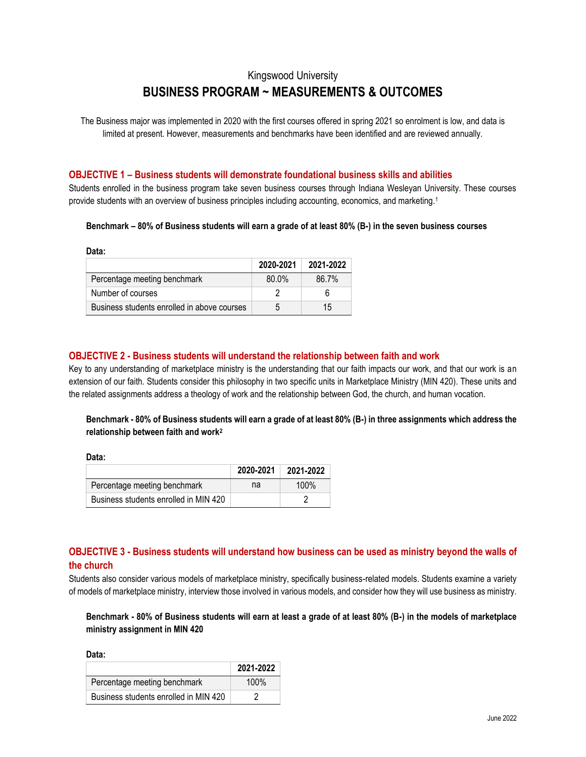Kingswood University

# BUSINESS PROGRAM ~ MEASUREMENTS & OUTCOMES

The Business major was implemented in 2020 with the first courses offered in spring 2021 so enrolment is low, and data is limited at present. However, measurements and benchmarks have been identified and are reviewed annually.

## OBJECTIVE 1 – Business students will demonstrate foundational business skills and abilities

Students enrolled in the business program take seven business courses through Indiana Wesleyan University. These courses provide students with an overview of business principles including accounting, economics, and marketing.[1]

**Benchmark – 80% of Business students will earn a grade of at least 80% (B-) in the seven business courses**

**Data:**

| | 2020-2021 | 2021-2022 |
|---|---|---|
| Percentage meeting benchmark | 80.0% | 86.7% |
| Number of courses | 2 | 6 |
| Business students enrolled in above courses | 5 | 15 |

## OBJECTIVE 2 - Business students will understand the relationship between faith and work

Key to any understanding of marketplace ministry is the understanding that our faith impacts our work, and that our work is an extension of our faith. Students consider this philosophy in two specific units in Marketplace Ministry (MIN 420). These units and the related assignments address a theology of work and the relationship between God, the church, and human vocation.

**Benchmark - 80% of Business students will earn a grade of at least 80% (B-) in three assignments which address the relationship between faith and work[2]**

**Data:**

| | 2020-2021 | 2021-2022 |
|---|---|---|
| Percentage meeting benchmark | na | 100% |
| Business students enrolled in MIN 420 | | 2 |

## OBJECTIVE 3 - Business students will understand how business can be used as ministry beyond the walls of the church

Students also consider various models of marketplace ministry, specifically business-related models. Students examine a variety of models of marketplace ministry, interview those involved in various models, and consider how they will use business as ministry.

**Benchmark - 80% of Business students will earn at least a grade of at least 80% (B-) in the models of marketplace ministry assignment in MIN 420**

**Data:**

| | 2021-2022 |
|---|---|
| Percentage meeting benchmark | 100% |
| Business students enrolled in MIN 420 | 2 |

June 2022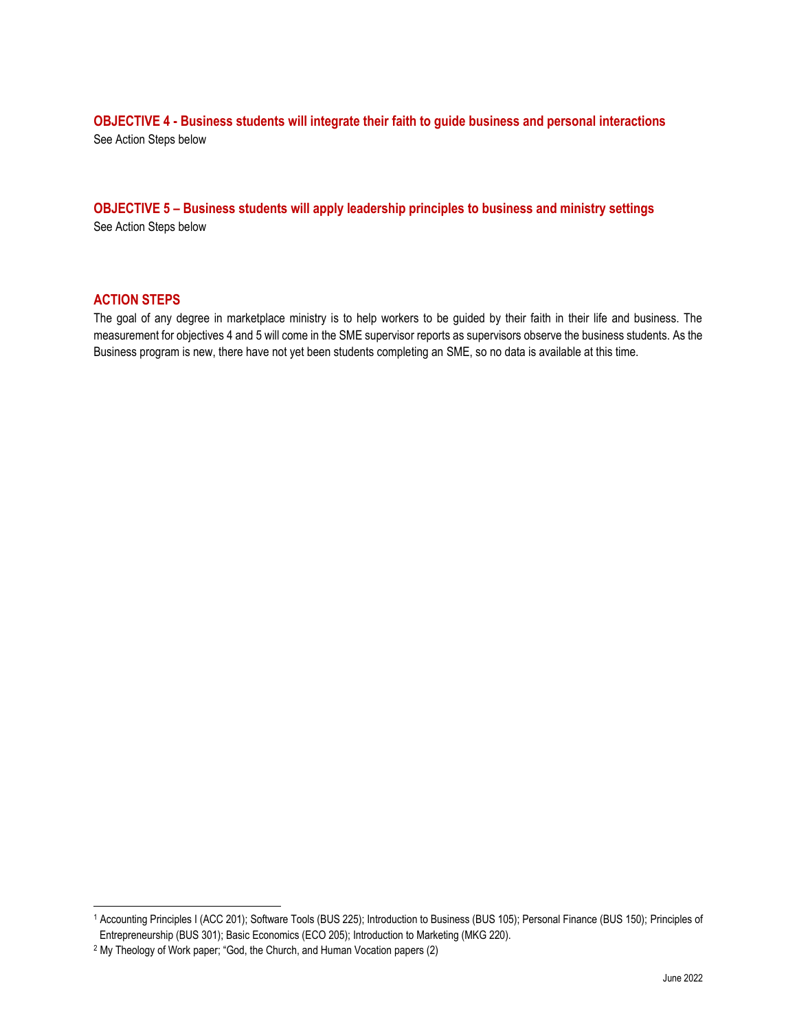### OBJECTIVE 4 - Business students will integrate their faith to guide business and personal interactions

See Action Steps below

### OBJECTIVE 5 – Business students will apply leadership principles to business and ministry settings

See Action Steps below

### ACTION STEPS

The goal of any degree in marketplace ministry is to help workers to be guided by their faith in their life and business. The measurement for objectives 4 and 5 will come in the SME supervisor reports as supervisors observe the business students. As the Business program is new, there have not yet been students completing an SME, so no data is available at this time.

---

[1] Accounting Principles I (ACC 201); Software Tools (BUS 225); Introduction to Business (BUS 105); Personal Finance (BUS 150); Principles of Entrepreneurship (BUS 301); Basic Economics (ECO 205); Introduction to Marketing (MKG 220).

[2] My Theology of Work paper; "God, the Church, and Human Vocation papers (2)

June 2022